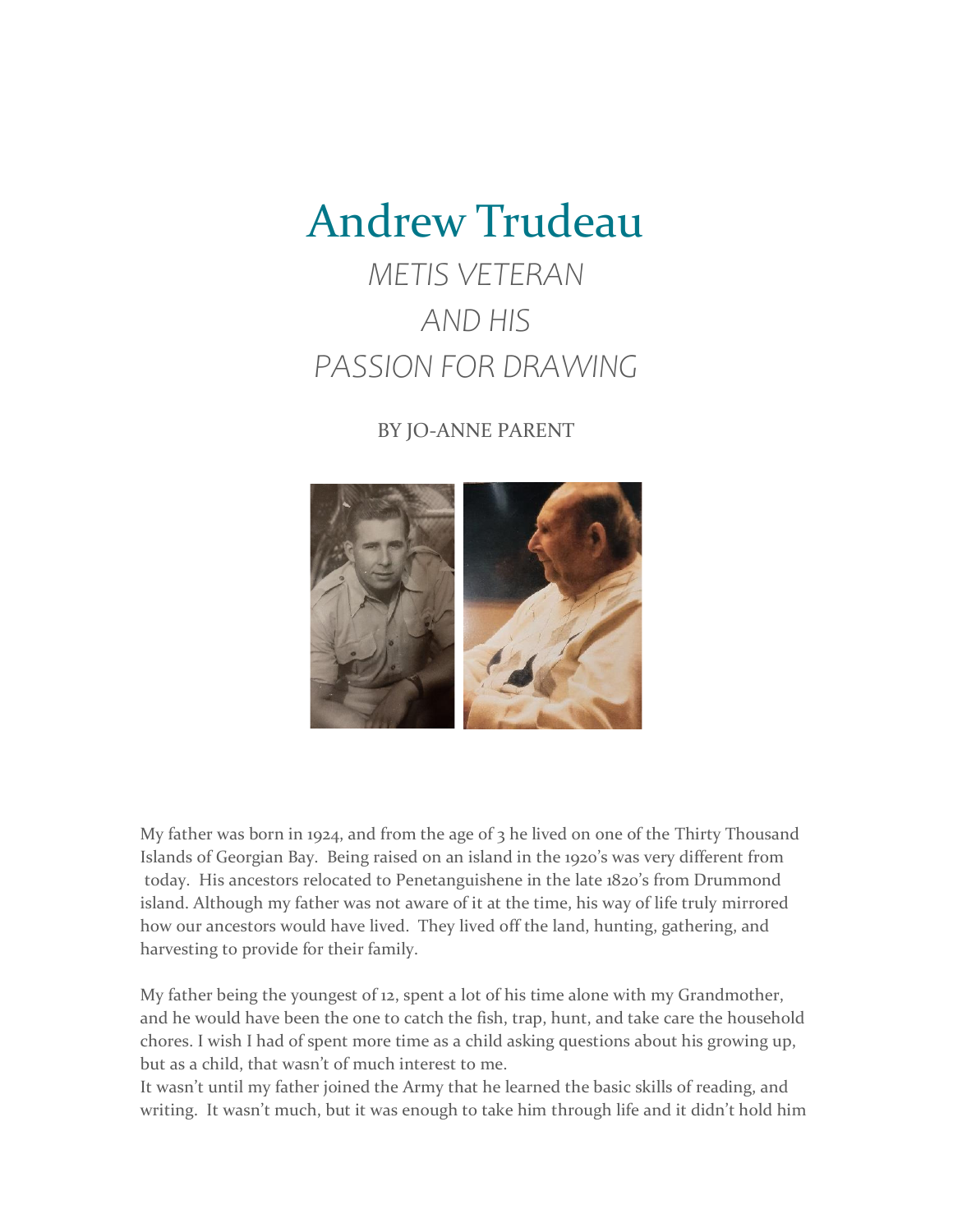# Andrew Trudeau

## *METIS VETERAN AND HIS PASSION FOR DRAWING*

BY JO-ANNE PARENT

My father was born in 1924, and from the age of 3 he lived on one of the Thirty Thousand Islands of Georgian Bay. Being raised on an island in the 1920's was very different from today. His ancestors relocated to Penetanguishene in the late 1820's from Drummond island. Although my father was not aware of it at the time, his way of life truly mirrored how our ancestors would have lived. They lived off the land, hunting, gathering, and harvesting to provide for their family.

My father being the youngest of 12, spent a lot of his time alone with my Grandmother, and he would have been the one to catch the fish, trap, hunt, and take care the household chores. I wish I had of spent more time as a child asking questions about his growing up, but as a child, that wasn't of much interest to me.

It wasn't until my father joined the Army that he learned the basic skills of reading, and writing. It wasn't much, but it was enough to take him through life and it didn't hold him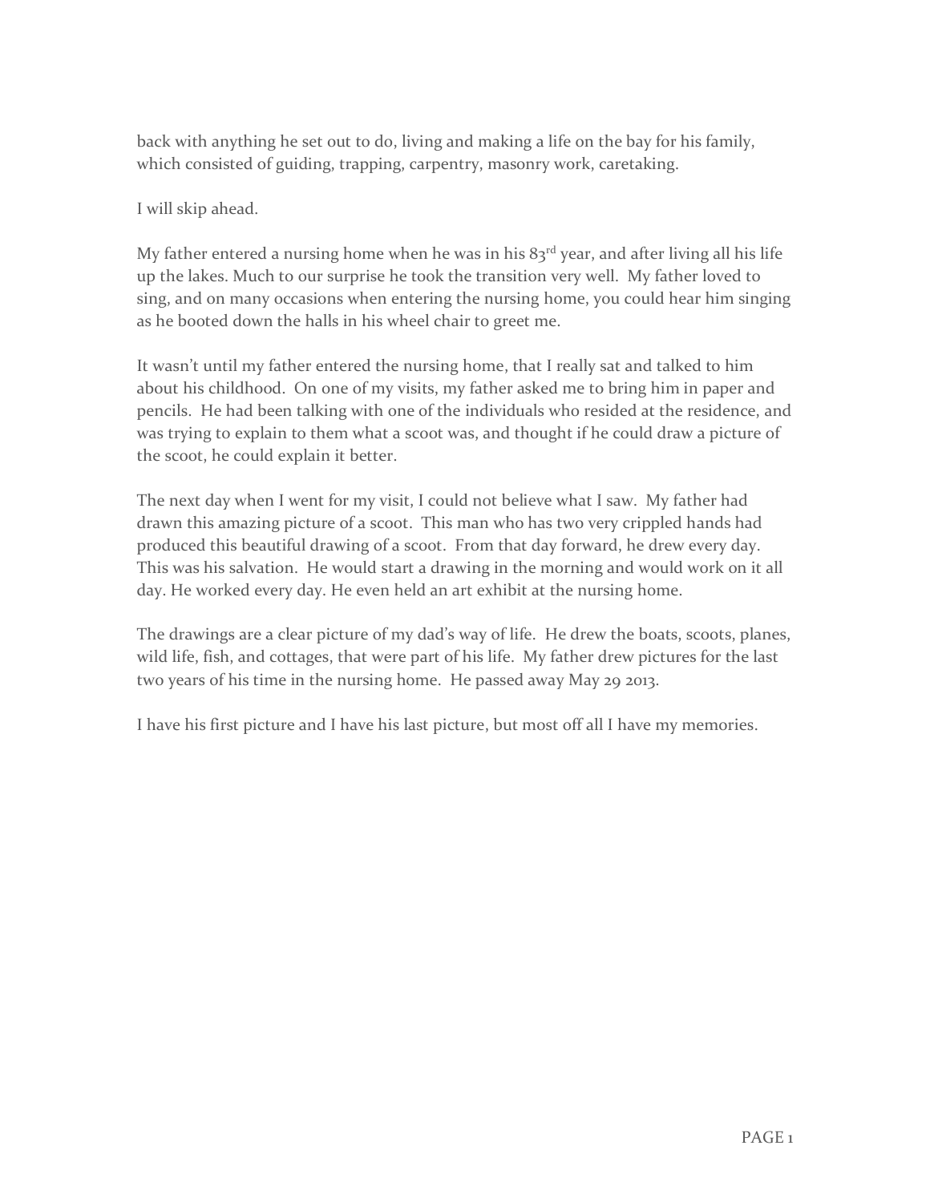back with anything he set out to do, living and making a life on the bay for his family, which consisted of guiding, trapping, carpentry, masonry work, caretaking.

I will skip ahead.

My father entered a nursing home when he was in his 83rd year, and after living all his life up the lakes. Much to our surprise he took the transition very well. My father loved to sing, and on many occasions when entering the nursing home, you could hear him singing as he booted down the halls in his wheel chair to greet me.

It wasn't until my father entered the nursing home, that I really sat and talked to him about his childhood. On one of my visits, my father asked me to bring him in paper and pencils. He had been talking with one of the individuals who resided at the residence, and was trying to explain to them what a scoot was, and thought if he could draw a picture of the scoot, he could explain it better.

The next day when I went for my visit, I could not believe what I saw. My father had drawn this amazing picture of a scoot. This man who has two very crippled hands had produced this beautiful drawing of a scoot. From that day forward, he drew every day. This was his salvation. He would start a drawing in the morning and would work on it all day. He worked every day. He even held an art exhibit at the nursing home.

The drawings are a clear picture of my dad's way of life. He drew the boats, scoots, planes, wild life, fish, and cottages, that were part of his life. My father drew pictures for the last two years of his time in the nursing home. He passed away May 29 2013.

I have his first picture and I have his last picture, but most off all I have my memories.